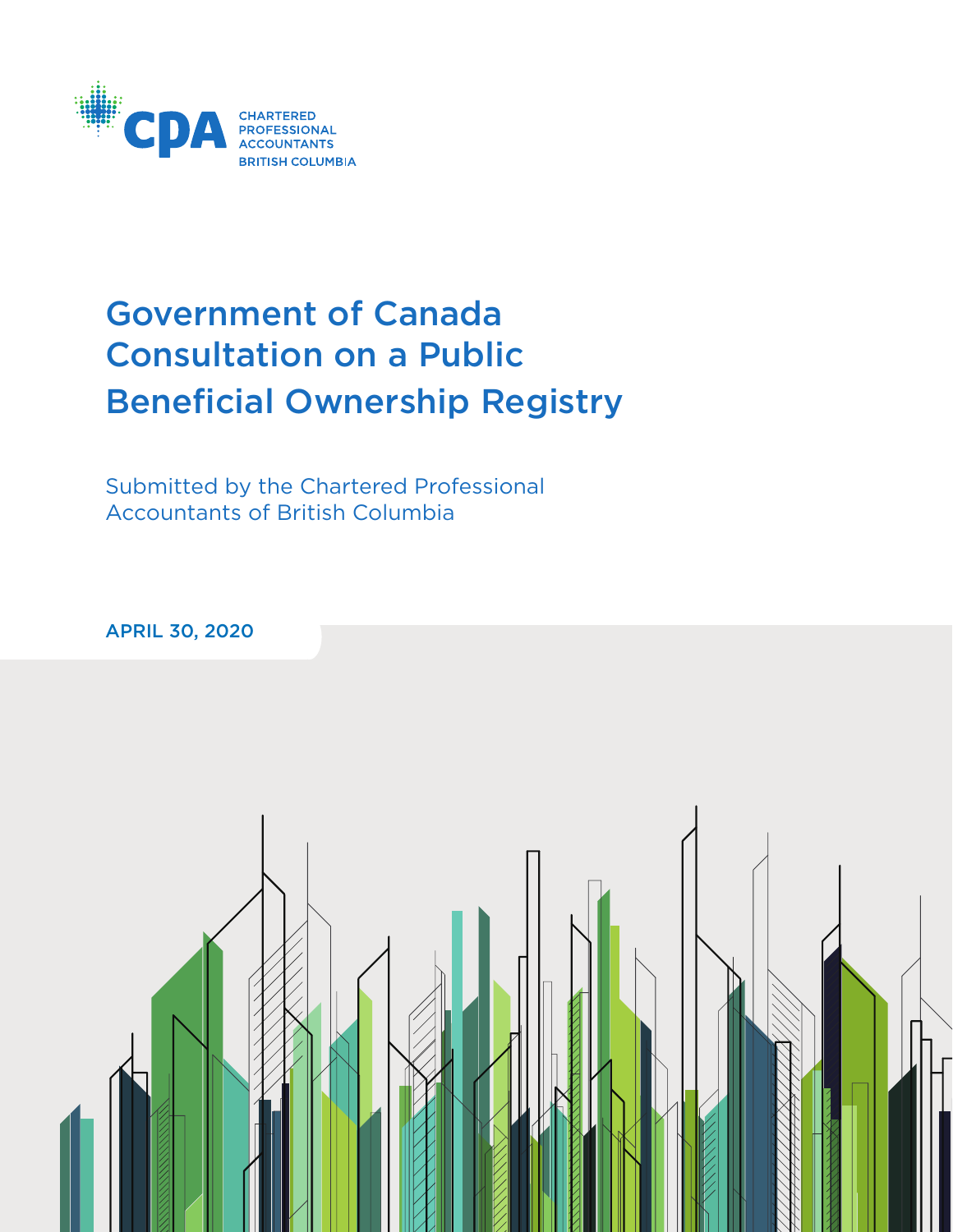CPA CHARTERED PROFESSIONAL ACCOUNTANTS BRITISH COLUMBIA

# Government of Canada Consultation on a Public Beneficial Ownership Registry

Submitted by the Chartered Professional Accountants of British Columbia

APRIL 30, 2020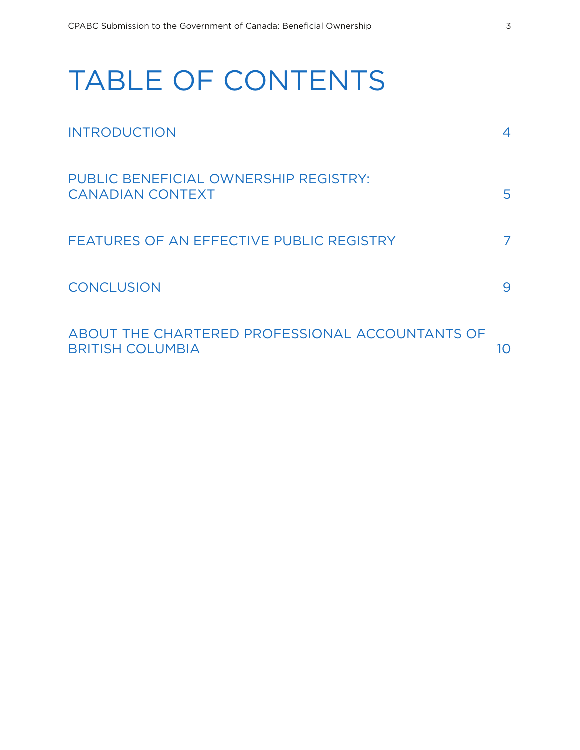# TABLE OF CONTENTS

| | |
|---|---|
| INTRODUCTION | 4 |
| PUBLIC BENEFICIAL OWNERSHIP REGISTRY: CANADIAN CONTEXT | 5 |
| FEATURES OF AN EFFECTIVE PUBLIC REGISTRY | 7 |
| CONCLUSION | 9 |
| ABOUT THE CHARTERED PROFESSIONAL ACCOUNTANTS OF BRITISH COLUMBIA | 10 |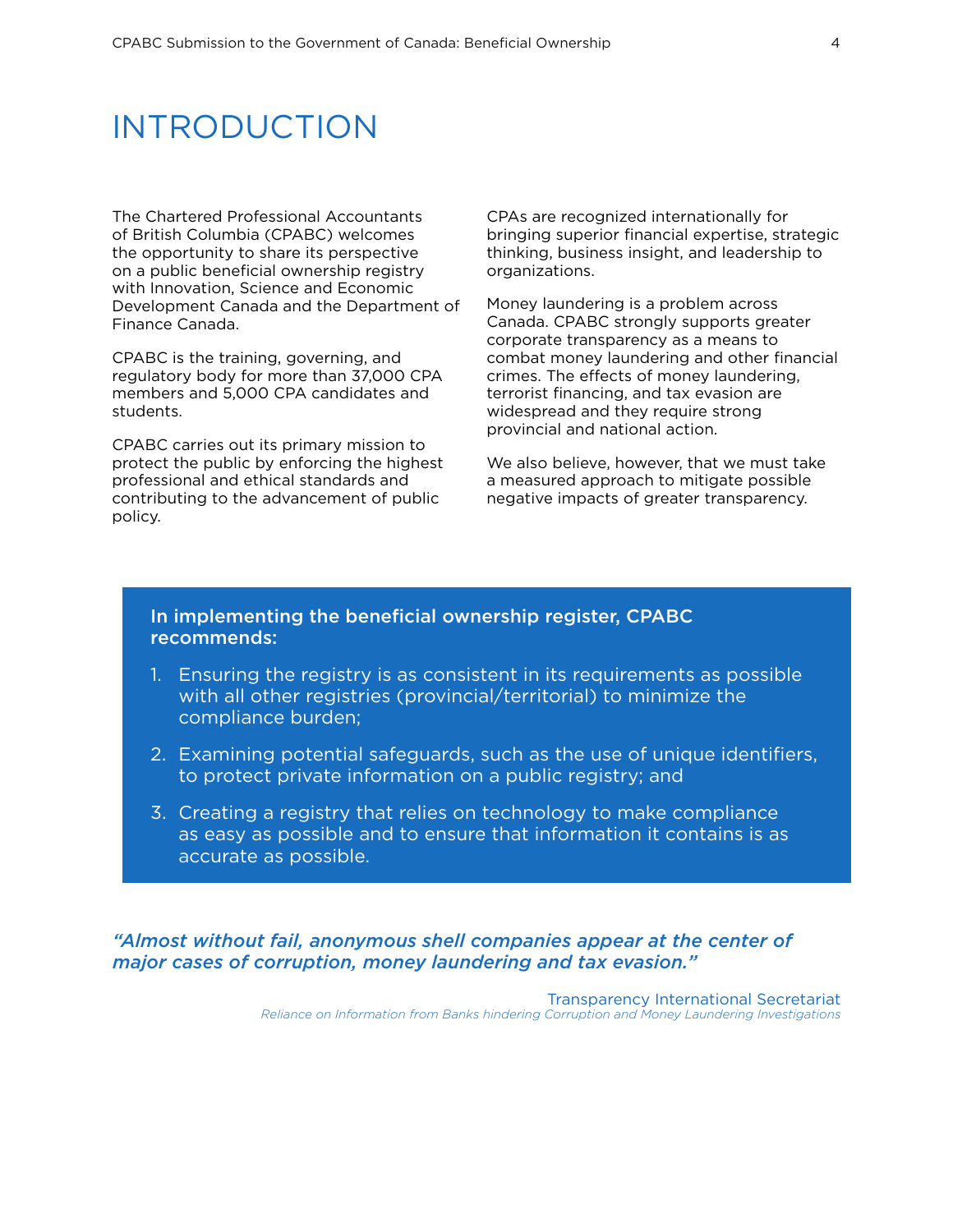# INTRODUCTION

The Chartered Professional Accountants of British Columbia (CPABC) welcomes the opportunity to share its perspective on a public beneficial ownership registry with Innovation, Science and Economic Development Canada and the Department of Finance Canada.

CPABC is the training, governing, and regulatory body for more than 37,000 CPA members and 5,000 CPA candidates and students.

CPABC carries out its primary mission to protect the public by enforcing the highest professional and ethical standards and contributing to the advancement of public policy.

CPAs are recognized internationally for bringing superior financial expertise, strategic thinking, business insight, and leadership to organizations.

Money laundering is a problem across Canada. CPABC strongly supports greater corporate transparency as a means to combat money laundering and other financial crimes. The effects of money laundering, terrorist financing, and tax evasion are widespread and they require strong provincial and national action.

We also believe, however, that we must take a measured approach to mitigate possible negative impacts of greater transparency.

**In implementing the beneficial ownership register, CPABC recommends:**

1. Ensuring the registry is as consistent in its requirements as possible with all other registries (provincial/territorial) to minimize the compliance burden;
2. Examining potential safeguards, such as the use of unique identifiers, to protect private information on a public registry; and
3. Creating a registry that relies on technology to make compliance as easy as possible and to ensure that information it contains is as accurate as possible.

***"Almost without fail, anonymous shell companies appear at the center of major cases of corruption, money laundering and tax evasion."***

Transparency International Secretariat
*Reliance on Information from Banks hindering Corruption and Money Laundering Investigations*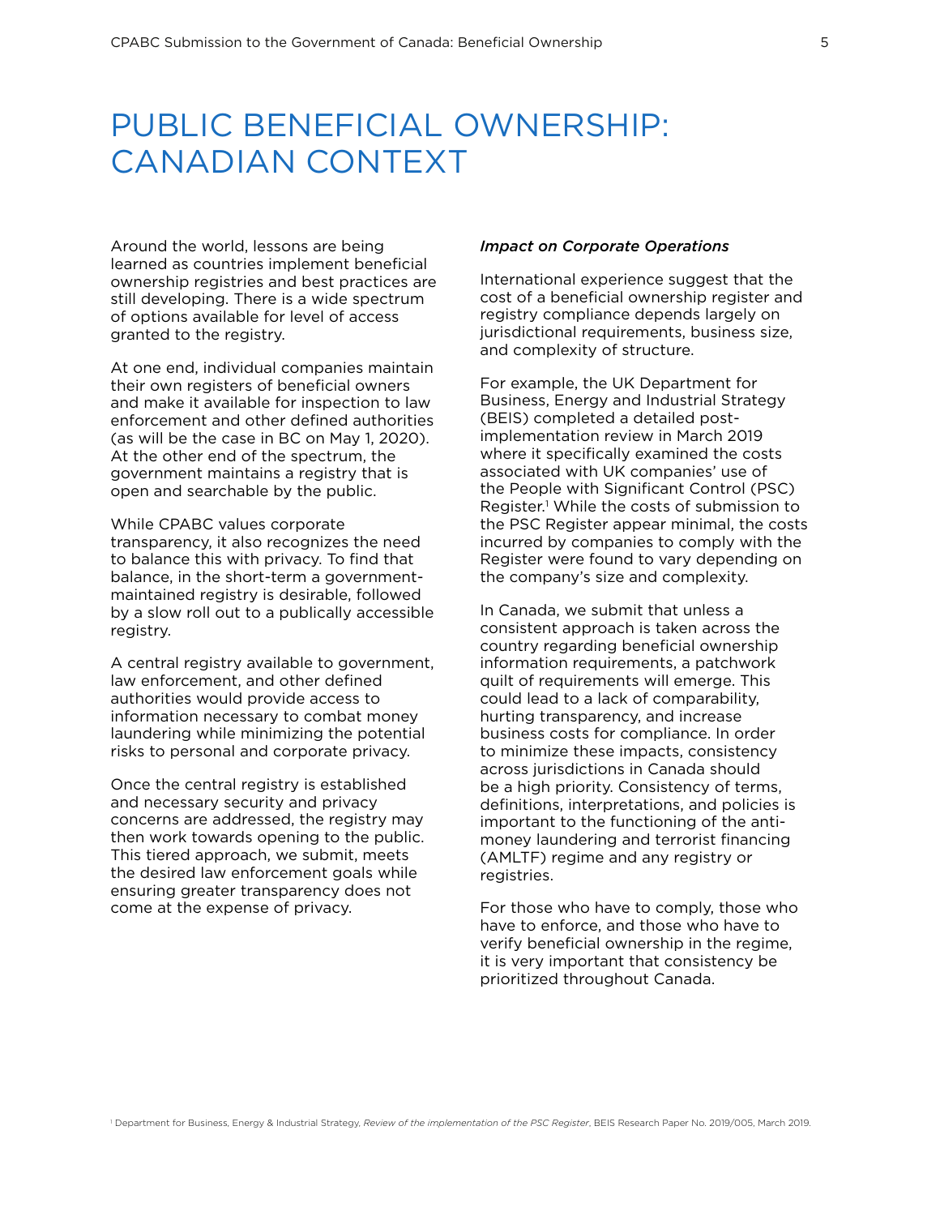# PUBLIC BENEFICIAL OWNERSHIP: CANADIAN CONTEXT

Around the world, lessons are being learned as countries implement beneficial ownership registries and best practices are still developing. There is a wide spectrum of options available for level of access granted to the registry.

At one end, individual companies maintain their own registers of beneficial owners and make it available for inspection to law enforcement and other defined authorities (as will be the case in BC on May 1, 2020). At the other end of the spectrum, the government maintains a registry that is open and searchable by the public.

While CPABC values corporate transparency, it also recognizes the need to balance this with privacy. To find that balance, in the short-term a government-maintained registry is desirable, followed by a slow roll out to a publically accessible registry.

A central registry available to government, law enforcement, and other defined authorities would provide access to information necessary to combat money laundering while minimizing the potential risks to personal and corporate privacy.

Once the central registry is established and necessary security and privacy concerns are addressed, the registry may then work towards opening to the public. This tiered approach, we submit, meets the desired law enforcement goals while ensuring greater transparency does not come at the expense of privacy.

***Impact on Corporate Operations***

International experience suggest that the cost of a beneficial ownership register and registry compliance depends largely on jurisdictional requirements, business size, and complexity of structure.

For example, the UK Department for Business, Energy and Industrial Strategy (BEIS) completed a detailed post-implementation review in March 2019 where it specifically examined the costs associated with UK companies' use of the People with Significant Control (PSC) Register.[1] While the costs of submission to the PSC Register appear minimal, the costs incurred by companies to comply with the Register were found to vary depending on the company's size and complexity.

In Canada, we submit that unless a consistent approach is taken across the country regarding beneficial ownership information requirements, a patchwork quilt of requirements will emerge. This could lead to a lack of comparability, hurting transparency, and increase business costs for compliance. In order to minimize these impacts, consistency across jurisdictions in Canada should be a high priority. Consistency of terms, definitions, interpretations, and policies is important to the functioning of the anti-money laundering and terrorist financing (AMLTF) regime and any registry or registries.

For those who have to comply, those who have to enforce, and those who have to verify beneficial ownership in the regime, it is very important that consistency be prioritized throughout Canada.

[1] Department for Business, Energy & Industrial Strategy, *Review of the implementation of the PSC Register*, BEIS Research Paper No. 2019/005, March 2019.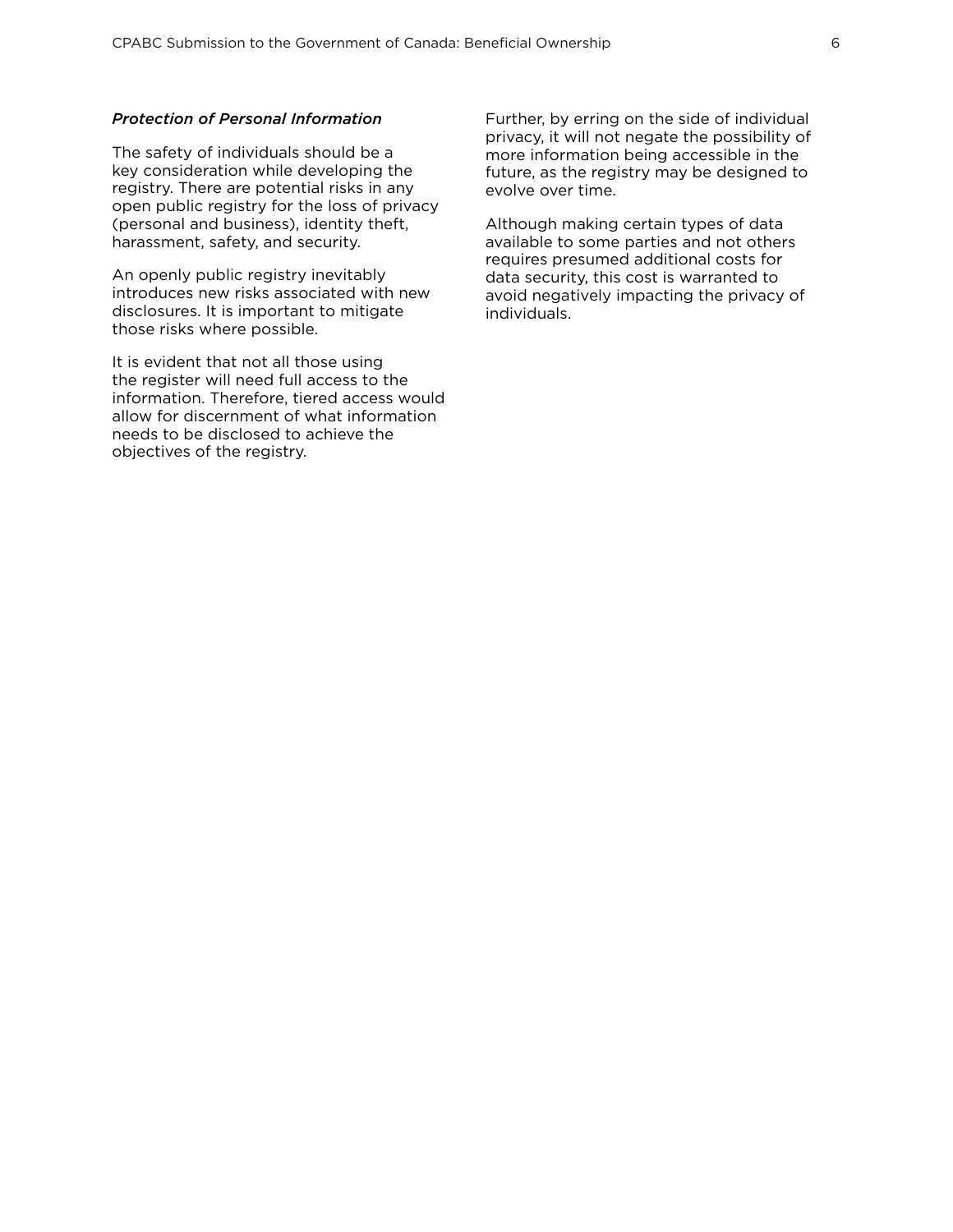*Protection of Personal Information*

The safety of individuals should be a key consideration while developing the registry. There are potential risks in any open public registry for the loss of privacy (personal and business), identity theft, harassment, safety, and security.

An openly public registry inevitably introduces new risks associated with new disclosures. It is important to mitigate those risks where possible.

It is evident that not all those using the register will need full access to the information. Therefore, tiered access would allow for discernment of what information needs to be disclosed to achieve the objectives of the registry.

Further, by erring on the side of individual privacy, it will not negate the possibility of more information being accessible in the future, as the registry may be designed to evolve over time.

Although making certain types of data available to some parties and not others requires presumed additional costs for data security, this cost is warranted to avoid negatively impacting the privacy of individuals.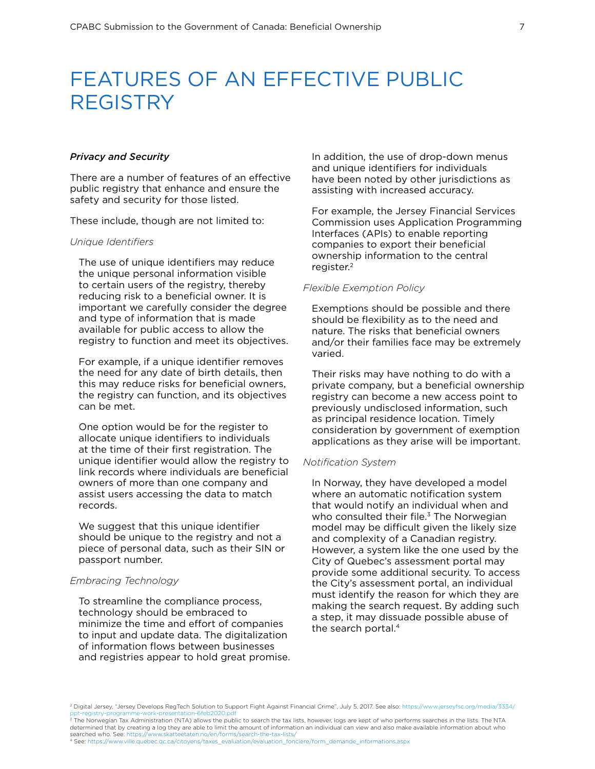# FEATURES OF AN EFFECTIVE PUBLIC REGISTRY

***Privacy and Security***

There are a number of features of an effective public registry that enhance and ensure the safety and security for those listed.

These include, though are not limited to:

*Unique Identifiers*

The use of unique identifiers may reduce the unique personal information visible to certain users of the registry, thereby reducing risk to a beneficial owner. It is important we carefully consider the degree and type of information that is made available for public access to allow the registry to function and meet its objectives.

For example, if a unique identifier removes the need for any date of birth details, then this may reduce risks for beneficial owners, the registry can function, and its objectives can be met.

One option would be for the register to allocate unique identifiers to individuals at the time of their first registration. The unique identifier would allow the registry to link records where individuals are beneficial owners of more than one company and assist users accessing the data to match records.

We suggest that this unique identifier should be unique to the registry and not a piece of personal data, such as their SIN or passport number.

*Embracing Technology*

To streamline the compliance process, technology should be embraced to minimize the time and effort of companies to input and update data. The digitalization of information flows between businesses and registries appear to hold great promise.

In addition, the use of drop-down menus and unique identifiers for individuals have been noted by other jurisdictions as assisting with increased accuracy.

For example, the Jersey Financial Services Commission uses Application Programming Interfaces (APIs) to enable reporting companies to export their beneficial ownership information to the central register.[2]

*Flexible Exemption Policy*

Exemptions should be possible and there should be flexibility as to the need and nature. The risks that beneficial owners and/or their families face may be extremely varied.

Their risks may have nothing to do with a private company, but a beneficial ownership registry can become a new access point to previously undisclosed information, such as principal residence location. Timely consideration by government of exemption applications as they arise will be important.

*Notification System*

In Norway, they have developed a model where an automatic notification system that would notify an individual when and who consulted their file.[3] The Norwegian model may be difficult given the likely size and complexity of a Canadian registry. However, a system like the one used by the City of Quebec's assessment portal may provide some additional security. To access the City's assessment portal, an individual must identify the reason for which they are making the search request. By adding such a step, it may dissuade possible abuse of the search portal.[4]

---

[2] Digital Jersey, "Jersey Develops RegTech Solution to Support Fight Against Financial Crime", July 5, 2017. See also: https://www.jerseyfsc.org/media/3334/ppt-registry-programme-work-presentation-6feb2020.pdf

[3] The Norwegian Tax Administration (NTA) allows the public to search the tax lists, however, logs are kept of who performs searches in the lists. The NTA determined that by creating a log they are able to limit the amount of information an individual can view and also make available information about who searched who. See: https://www.skatteetaten.no/en/forms/search-the-tax-lists/

[4] See: https://www.ville.quebec.qc.ca/citoyens/taxes_evaluation/evaluation_fonciere/form_demande_informations.aspx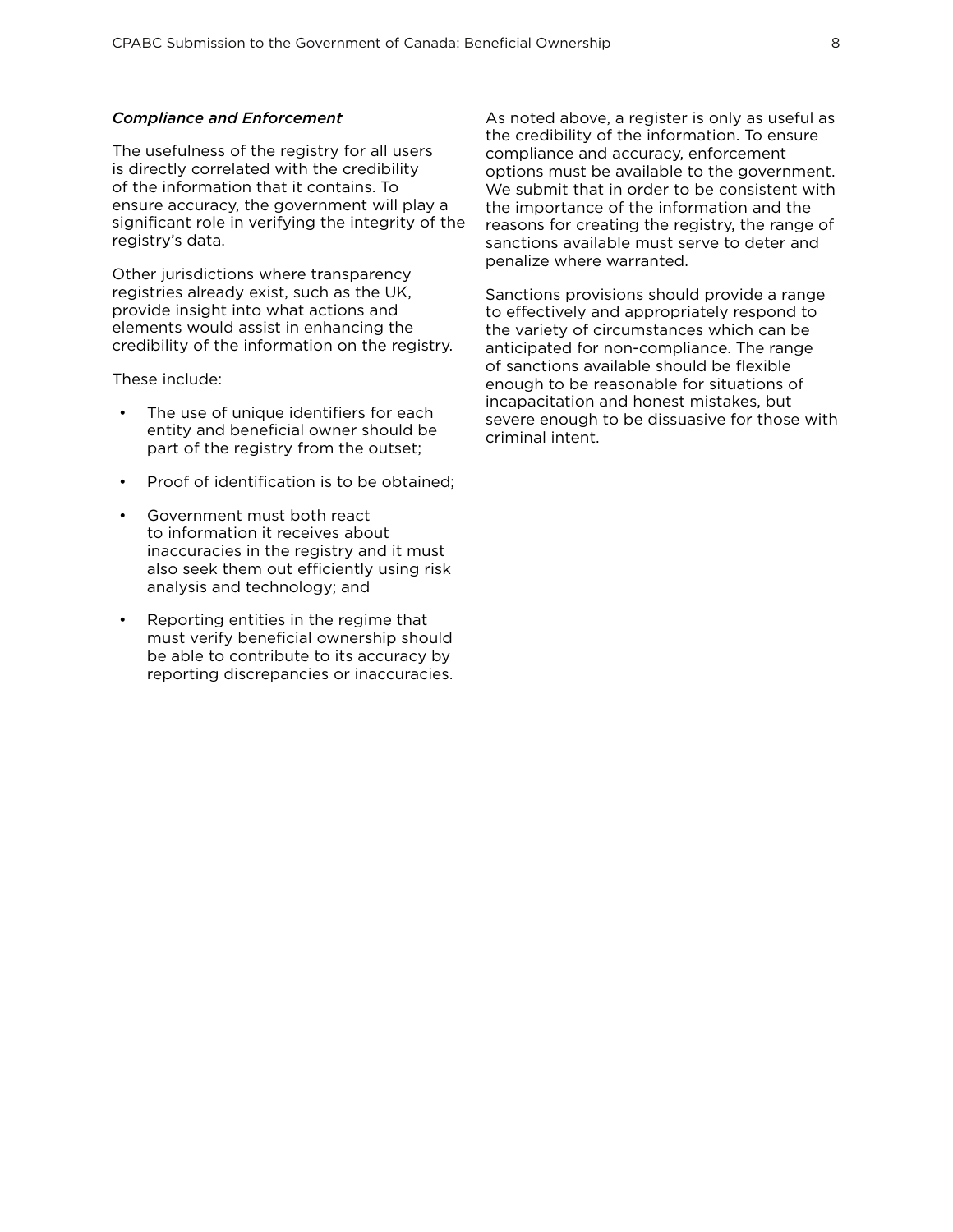*Compliance and Enforcement*

The usefulness of the registry for all users is directly correlated with the credibility of the information that it contains. To ensure accuracy, the government will play a significant role in verifying the integrity of the registry's data.

Other jurisdictions where transparency registries already exist, such as the UK, provide insight into what actions and elements would assist in enhancing the credibility of the information on the registry.

These include:

- The use of unique identifiers for each entity and beneficial owner should be part of the registry from the outset;
- Proof of identification is to be obtained;
- Government must both react to information it receives about inaccuracies in the registry and it must also seek them out efficiently using risk analysis and technology; and
- Reporting entities in the regime that must verify beneficial ownership should be able to contribute to its accuracy by reporting discrepancies or inaccuracies.

As noted above, a register is only as useful as the credibility of the information. To ensure compliance and accuracy, enforcement options must be available to the government. We submit that in order to be consistent with the importance of the information and the reasons for creating the registry, the range of sanctions available must serve to deter and penalize where warranted.

Sanctions provisions should provide a range to effectively and appropriately respond to the variety of circumstances which can be anticipated for non-compliance. The range of sanctions available should be flexible enough to be reasonable for situations of incapacitation and honest mistakes, but severe enough to be dissuasive for those with criminal intent.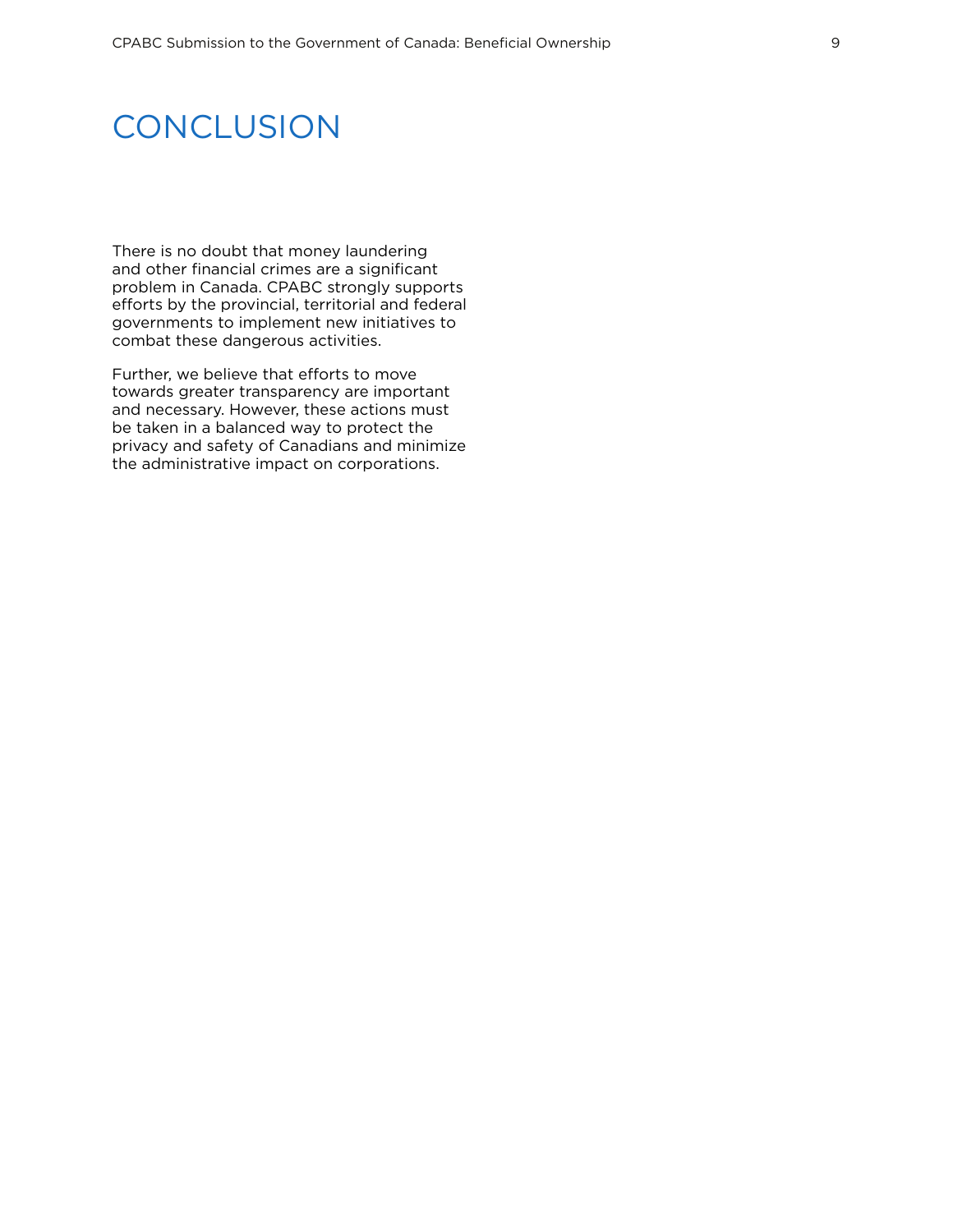# CONCLUSION

There is no doubt that money laundering and other financial crimes are a significant problem in Canada. CPABC strongly supports efforts by the provincial, territorial and federal governments to implement new initiatives to combat these dangerous activities.

Further, we believe that efforts to move towards greater transparency are important and necessary. However, these actions must be taken in a balanced way to protect the privacy and safety of Canadians and minimize the administrative impact on corporations.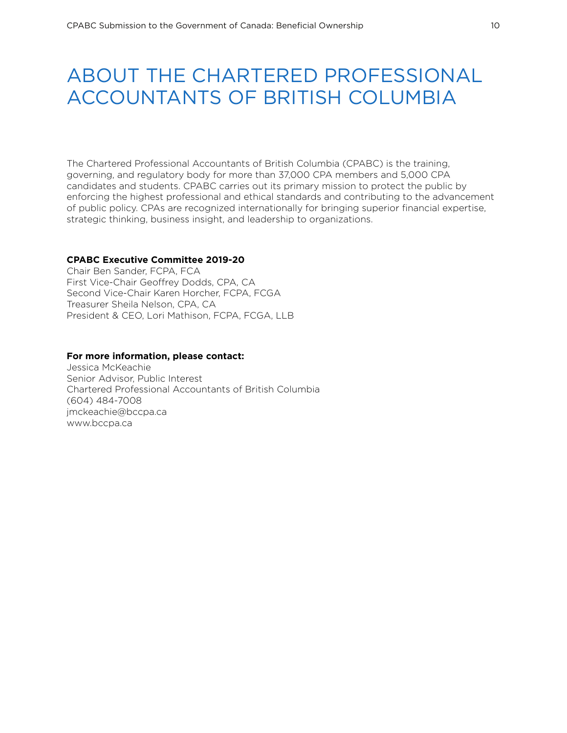# ABOUT THE CHARTERED PROFESSIONAL ACCOUNTANTS OF BRITISH COLUMBIA

The Chartered Professional Accountants of British Columbia (CPABC) is the training, governing, and regulatory body for more than 37,000 CPA members and 5,000 CPA candidates and students. CPABC carries out its primary mission to protect the public by enforcing the highest professional and ethical standards and contributing to the advancement of public policy. CPAs are recognized internationally for bringing superior financial expertise, strategic thinking, business insight, and leadership to organizations.

**CPABC Executive Committee 2019-20**
Chair Ben Sander, FCPA, FCA
First Vice-Chair Geoffrey Dodds, CPA, CA
Second Vice-Chair Karen Horcher, FCPA, FCGA
Treasurer Sheila Nelson, CPA, CA
President & CEO, Lori Mathison, FCPA, FCGA, LLB

**For more information, please contact:**
Jessica McKeachie
Senior Advisor, Public Interest
Chartered Professional Accountants of British Columbia
(604) 484-7008
jmckeachie@bccpa.ca
www.bccpa.ca